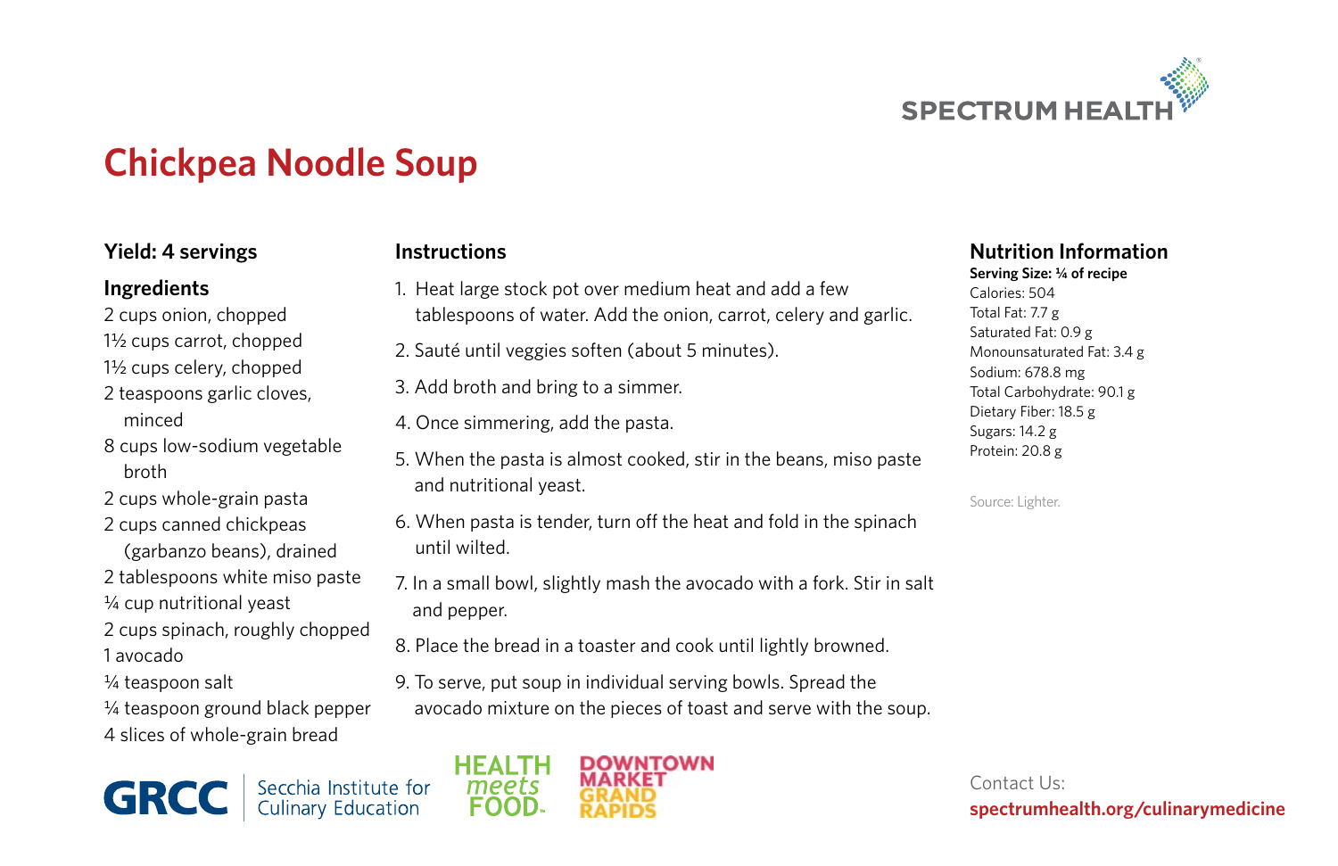SPECTRUM HEALTH

# Chickpea Noodle Soup

**Yield: 4 servings**

## Ingredients

2 cups onion, chopped
1½ cups carrot, chopped
1½ cups celery, chopped
2 teaspoons garlic cloves, minced
8 cups low-sodium vegetable broth
2 cups whole-grain pasta
2 cups canned chickpeas (garbanzo beans), drained
2 tablespoons white miso paste
¼ cup nutritional yeast
2 cups spinach, roughly chopped
1 avocado
¼ teaspoon salt
¼ teaspoon ground black pepper
4 slices of whole-grain bread

## Instructions

1. Heat large stock pot over medium heat and add a few tablespoons of water. Add the onion, carrot, celery and garlic.
2. Sauté until veggies soften (about 5 minutes).
3. Add broth and bring to a simmer.
4. Once simmering, add the pasta.
5. When the pasta is almost cooked, stir in the beans, miso paste and nutritional yeast.
6. When pasta is tender, turn off the heat and fold in the spinach until wilted.
7. In a small bowl, slightly mash the avocado with a fork. Stir in salt and pepper.
8. Place the bread in a toaster and cook until lightly browned.
9. To serve, put soup in individual serving bowls. Spread the avocado mixture on the pieces of toast and serve with the soup.

## Nutrition Information

**Serving Size: ¼ of recipe**
Calories: 504
Total Fat: 7.7 g
Saturated Fat: 0.9 g
Monounsaturated Fat: 3.4 g
Sodium: 678.8 mg
Total Carbohydrate: 90.1 g
Dietary Fiber: 18.5 g
Sugars: 14.2 g
Protein: 20.8 g

Source: Lighter.

GRCC Secchia Institute for Culinary Education

HEALTH meets FOOD

DOWNTOWN MARKET GRAND RAPIDS

Contact Us:
**spectrumhealth.org/culinarymedicine**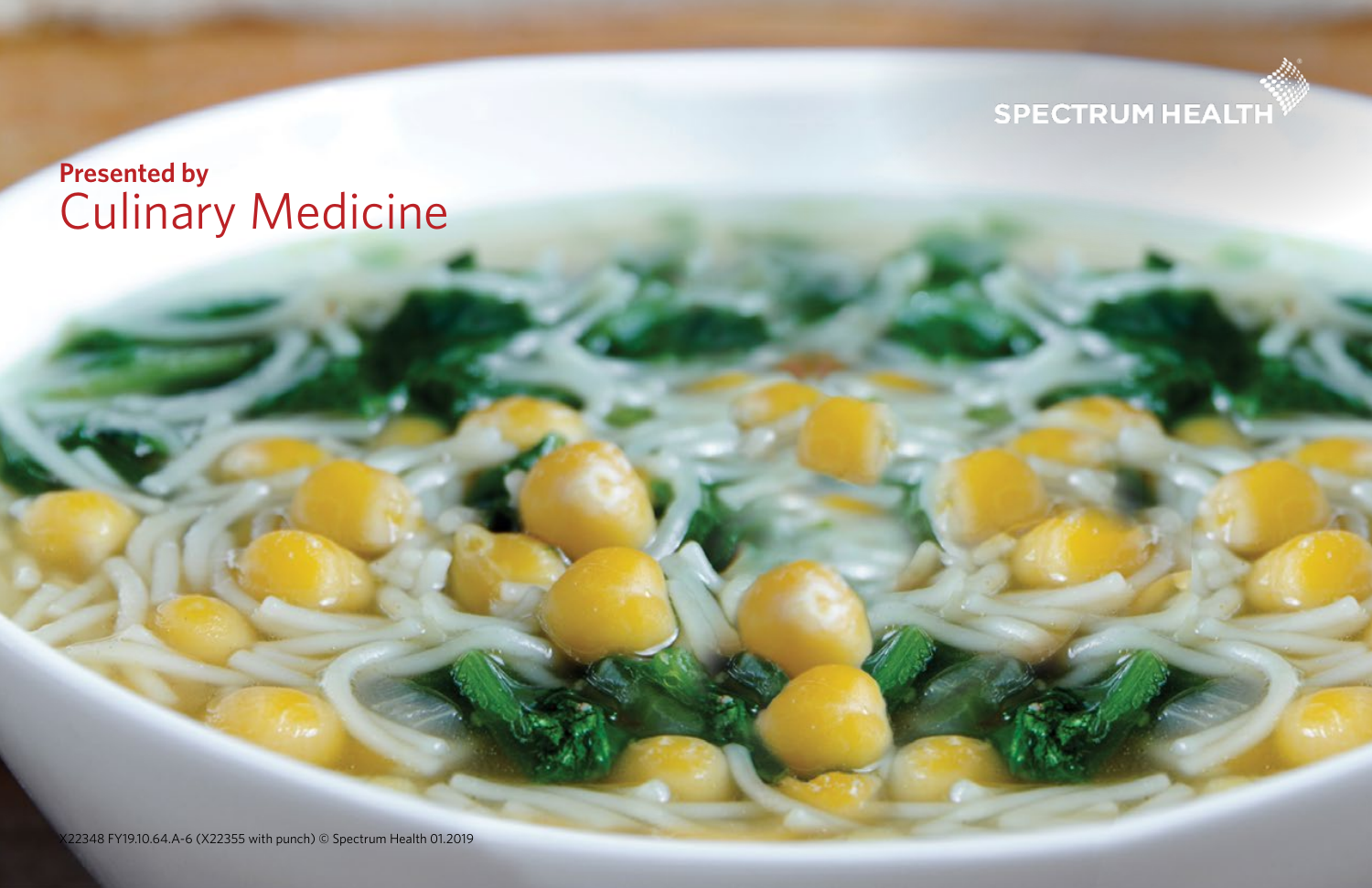**Presented by**
Culinary Medicine

SPECTRUM HEALTH

X22348 FY19.10.64.A-6 (X22355 with punch) © Spectrum Health 01.2019